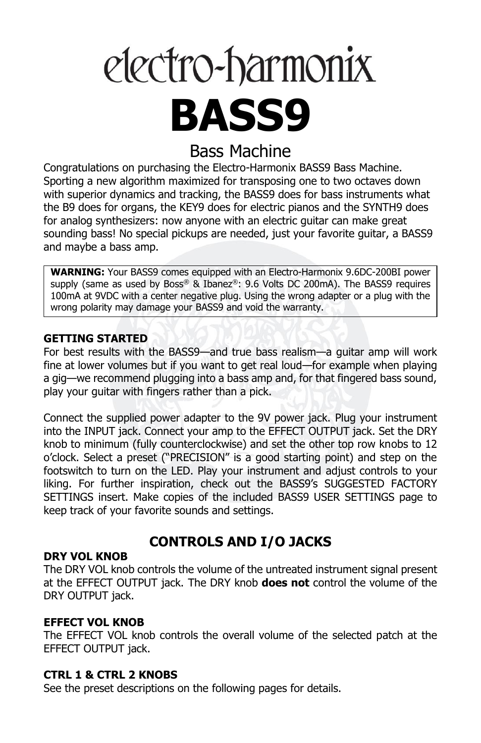# electro-harmonix

# BASS9

## Bass Machine

Congratulations on purchasing the Electro-Harmonix BASS9 Bass Machine. Sporting a new algorithm maximized for transposing one to two octaves down with superior dynamics and tracking, the BASS9 does for bass instruments what the B9 does for organs, the KEY9 does for electric pianos and the SYNTH9 does for analog synthesizers: now anyone with an electric guitar can make great sounding bass! No special pickups are needed, just your favorite guitar, a BASS9 and maybe a bass amp.

> **WARNING:** Your BASS9 comes equipped with an Electro-Harmonix 9.6DC-200BI power supply (same as used by Boss® & Ibanez®: 9.6 Volts DC 200mA). The BASS9 requires 100mA at 9VDC with a center negative plug. Using the wrong adapter or a plug with the wrong polarity may damage your BASS9 and void the warranty.

**GETTING STARTED**

For best results with the BASS9—and true bass realism—a guitar amp will work fine at lower volumes but if you want to get real loud—for example when playing a gig—we recommend plugging into a bass amp and, for that fingered bass sound, play your guitar with fingers rather than a pick.

Connect the supplied power adapter to the 9V power jack. Plug your instrument into the INPUT jack. Connect your amp to the EFFECT OUTPUT jack. Set the DRY knob to minimum (fully counterclockwise) and set the other top row knobs to 12 o'clock. Select a preset ("PRECISION" is a good starting point) and step on the footswitch to turn on the LED. Play your instrument and adjust controls to your liking. For further inspiration, check out the BASS9's SUGGESTED FACTORY SETTINGS insert. Make copies of the included BASS9 USER SETTINGS page to keep track of your favorite sounds and settings.

## CONTROLS AND I/O JACKS

**DRY VOL KNOB**

The DRY VOL knob controls the volume of the untreated instrument signal present at the EFFECT OUTPUT jack. The DRY knob **does not** control the volume of the DRY OUTPUT jack.

**EFFECT VOL KNOB**

The EFFECT VOL knob controls the overall volume of the selected patch at the EFFECT OUTPUT jack.

**CTRL 1 & CTRL 2 KNOBS**

See the preset descriptions on the following pages for details.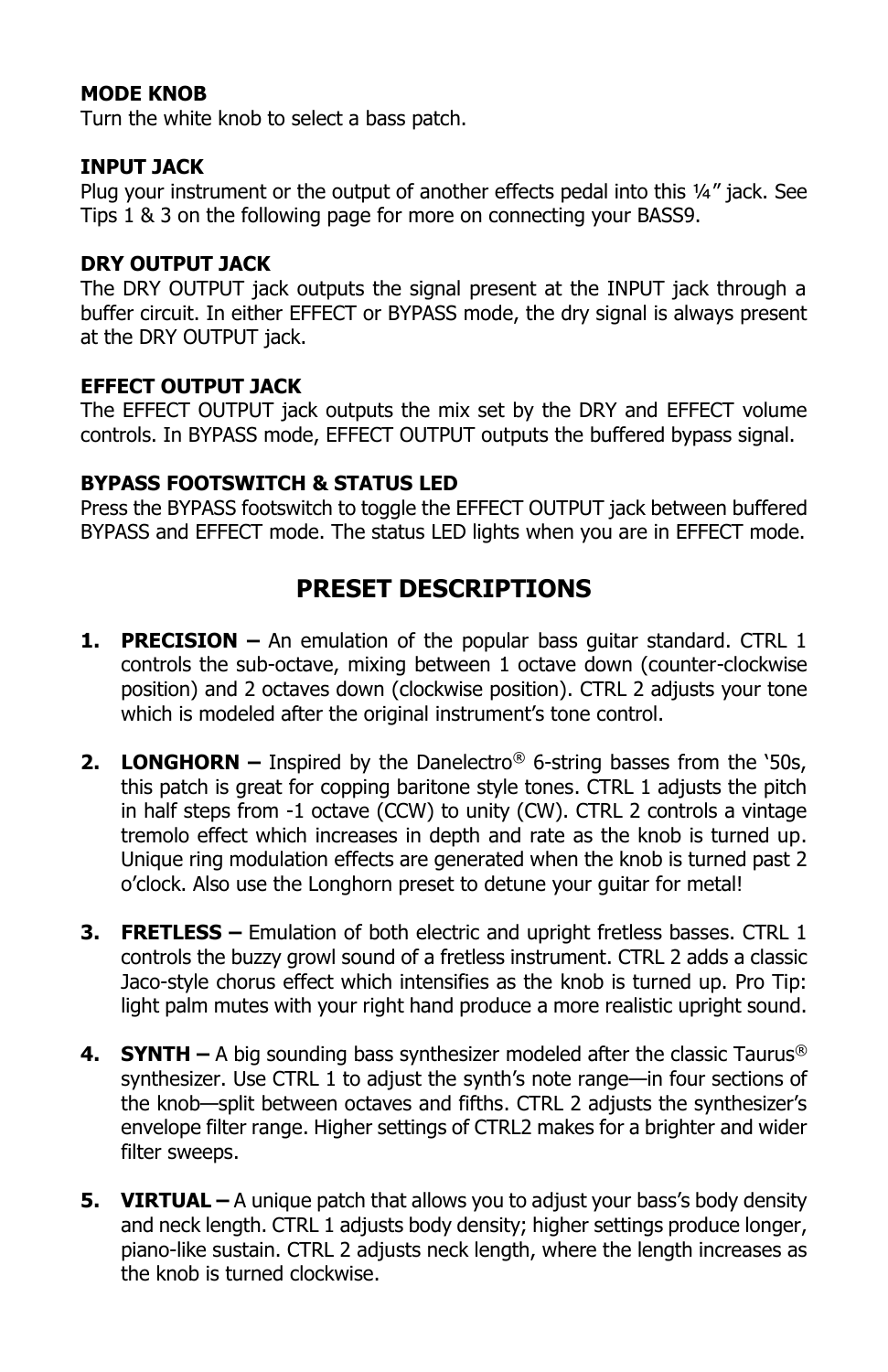**MODE KNOB**
Turn the white knob to select a bass patch.

**INPUT JACK**
Plug your instrument or the output of another effects pedal into this ¼" jack. See Tips 1 & 3 on the following page for more on connecting your BASS9.

**DRY OUTPUT JACK**
The DRY OUTPUT jack outputs the signal present at the INPUT jack through a buffer circuit. In either EFFECT or BYPASS mode, the dry signal is always present at the DRY OUTPUT jack.

**EFFECT OUTPUT JACK**
The EFFECT OUTPUT jack outputs the mix set by the DRY and EFFECT volume controls. In BYPASS mode, EFFECT OUTPUT outputs the buffered bypass signal.

**BYPASS FOOTSWITCH & STATUS LED**
Press the BYPASS footswitch to toggle the EFFECT OUTPUT jack between buffered BYPASS and EFFECT mode. The status LED lights when you are in EFFECT mode.

## PRESET DESCRIPTIONS

1. **PRECISION –** An emulation of the popular bass guitar standard. CTRL 1 controls the sub-octave, mixing between 1 octave down (counter-clockwise position) and 2 octaves down (clockwise position). CTRL 2 adjusts your tone which is modeled after the original instrument's tone control.

2. **LONGHORN –** Inspired by the Danelectro® 6-string basses from the '50s, this patch is great for copping baritone style tones. CTRL 1 adjusts the pitch in half steps from -1 octave (CCW) to unity (CW). CTRL 2 controls a vintage tremolo effect which increases in depth and rate as the knob is turned up. Unique ring modulation effects are generated when the knob is turned past 2 o'clock. Also use the Longhorn preset to detune your guitar for metal!

3. **FRETLESS –** Emulation of both electric and upright fretless basses. CTRL 1 controls the buzzy growl sound of a fretless instrument. CTRL 2 adds a classic Jaco-style chorus effect which intensifies as the knob is turned up. Pro Tip: light palm mutes with your right hand produce a more realistic upright sound.

4. **SYNTH –** A big sounding bass synthesizer modeled after the classic Taurus® synthesizer. Use CTRL 1 to adjust the synth's note range—in four sections of the knob—split between octaves and fifths. CTRL 2 adjusts the synthesizer's envelope filter range. Higher settings of CTRL2 makes for a brighter and wider filter sweeps.

5. **VIRTUAL –** A unique patch that allows you to adjust your bass's body density and neck length. CTRL 1 adjusts body density; higher settings produce longer, piano-like sustain. CTRL 2 adjusts neck length, where the length increases as the knob is turned clockwise.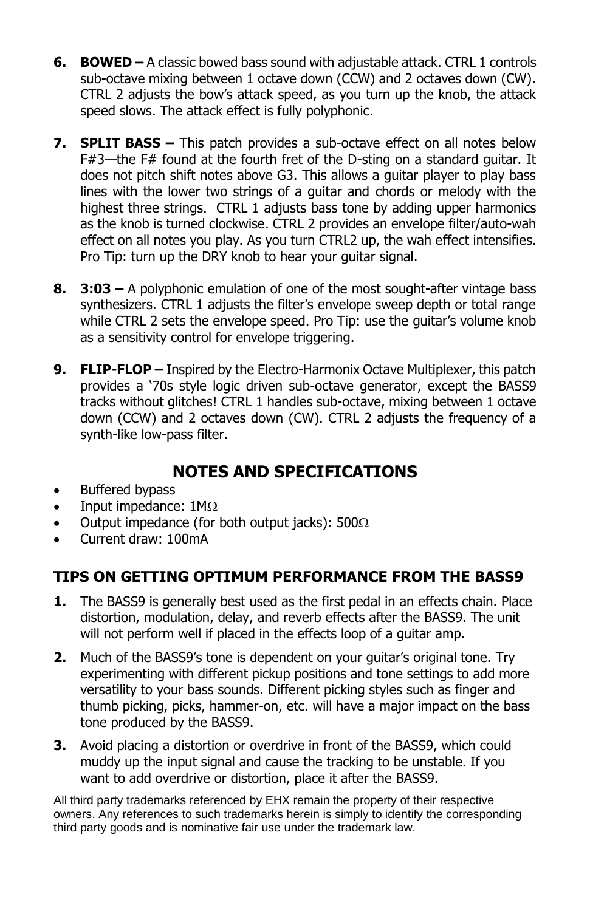6. **BOWED –** A classic bowed bass sound with adjustable attack. CTRL 1 controls sub-octave mixing between 1 octave down (CCW) and 2 octaves down (CW). CTRL 2 adjusts the bow's attack speed, as you turn up the knob, the attack speed slows. The attack effect is fully polyphonic.

7. **SPLIT BASS –** This patch provides a sub-octave effect on all notes below F#3—the F# found at the fourth fret of the D-sting on a standard guitar. It does not pitch shift notes above G3. This allows a guitar player to play bass lines with the lower two strings of a guitar and chords or melody with the highest three strings. CTRL 1 adjusts bass tone by adding upper harmonics as the knob is turned clockwise. CTRL 2 provides an envelope filter/auto-wah effect on all notes you play. As you turn CTRL2 up, the wah effect intensifies. Pro Tip: turn up the DRY knob to hear your guitar signal.

8. **3:03 –** A polyphonic emulation of one of the most sought-after vintage bass synthesizers. CTRL 1 adjusts the filter's envelope sweep depth or total range while CTRL 2 sets the envelope speed. Pro Tip: use the guitar's volume knob as a sensitivity control for envelope triggering.

9. **FLIP-FLOP –** Inspired by the Electro-Harmonix Octave Multiplexer, this patch provides a '70s style logic driven sub-octave generator, except the BASS9 tracks without glitches! CTRL 1 handles sub-octave, mixing between 1 octave down (CCW) and 2 octaves down (CW). CTRL 2 adjusts the frequency of a synth-like low-pass filter.

## NOTES AND SPECIFICATIONS

- Buffered bypass
- Input impedance: 1MΩ
- Output impedance (for both output jacks): 500Ω
- Current draw: 100mA

### TIPS ON GETTING OPTIMUM PERFORMANCE FROM THE BASS9

1. The BASS9 is generally best used as the first pedal in an effects chain. Place distortion, modulation, delay, and reverb effects after the BASS9. The unit will not perform well if placed in the effects loop of a guitar amp.

2. Much of the BASS9's tone is dependent on your guitar's original tone. Try experimenting with different pickup positions and tone settings to add more versatility to your bass sounds. Different picking styles such as finger and thumb picking, picks, hammer-on, etc. will have a major impact on the bass tone produced by the BASS9.

3. Avoid placing a distortion or overdrive in front of the BASS9, which could muddy up the input signal and cause the tracking to be unstable. If you want to add overdrive or distortion, place it after the BASS9.

All third party trademarks referenced by EHX remain the property of their respective owners. Any references to such trademarks herein is simply to identify the corresponding third party goods and is nominative fair use under the trademark law.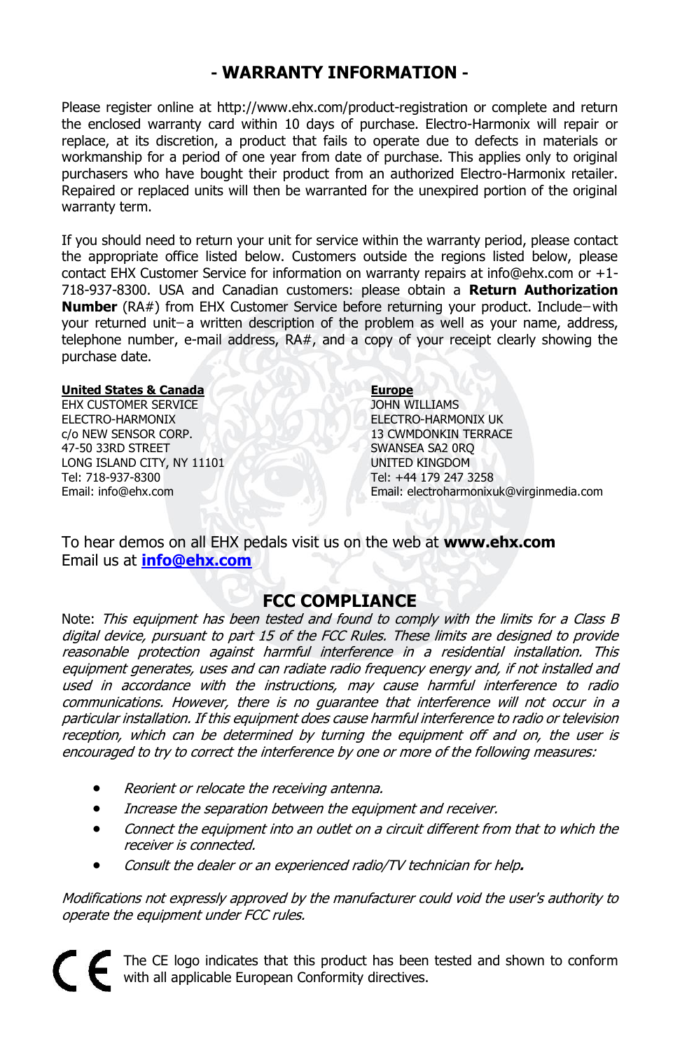## - WARRANTY INFORMATION -

Please register online at http://www.ehx.com/product-registration or complete and return the enclosed warranty card within 10 days of purchase. Electro-Harmonix will repair or replace, at its discretion, a product that fails to operate due to defects in materials or workmanship for a period of one year from date of purchase. This applies only to original purchasers who have bought their product from an authorized Electro-Harmonix retailer. Repaired or replaced units will then be warranted for the unexpired portion of the original warranty term.

If you should need to return your unit for service within the warranty period, please contact the appropriate office listed below. Customers outside the regions listed below, please contact EHX Customer Service for information on warranty repairs at info@ehx.com or +1-718-937-8300. USA and Canadian customers: please obtain a **Return Authorization Number** (RA#) from EHX Customer Service before returning your product. Include−with your returned unit−a written description of the problem as well as your name, address, telephone number, e-mail address, RA#, and a copy of your receipt clearly showing the purchase date.

**United States & Canada**
EHX CUSTOMER SERVICE
ELECTRO-HARMONIX
c/o NEW SENSOR CORP.
47-50 33RD STREET
LONG ISLAND CITY, NY 11101
Tel: 718-937-8300
Email: info@ehx.com

**Europe**
JOHN WILLIAMS
ELECTRO-HARMONIX UK
13 CWMDONKIN TERRACE
SWANSEA SA2 0RQ
UNITED KINGDOM
Tel: +44 179 247 3258
Email: electroharmonixuk@virginmedia.com

To hear demos on all EHX pedals visit us on the web at **www.ehx.com**
Email us at **info@ehx.com**

## FCC COMPLIANCE

Note: *This equipment has been tested and found to comply with the limits for a Class B digital device, pursuant to part 15 of the FCC Rules. These limits are designed to provide reasonable protection against harmful interference in a residential installation. This equipment generates, uses and can radiate radio frequency energy and, if not installed and used in accordance with the instructions, may cause harmful interference to radio communications. However, there is no guarantee that interference will not occur in a particular installation. If this equipment does cause harmful interference to radio or television reception, which can be determined by turning the equipment off and on, the user is encouraged to try to correct the interference by one or more of the following measures:*

- *Reorient or relocate the receiving antenna.*
- *Increase the separation between the equipment and receiver.*
- *Connect the equipment into an outlet on a circuit different from that to which the receiver is connected.*
- *Consult the dealer or an experienced radio/TV technician for help.*

*Modifications not expressly approved by the manufacturer could void the user's authority to operate the equipment under FCC rules.*

CE — The CE logo indicates that this product has been tested and shown to conform with all applicable European Conformity directives.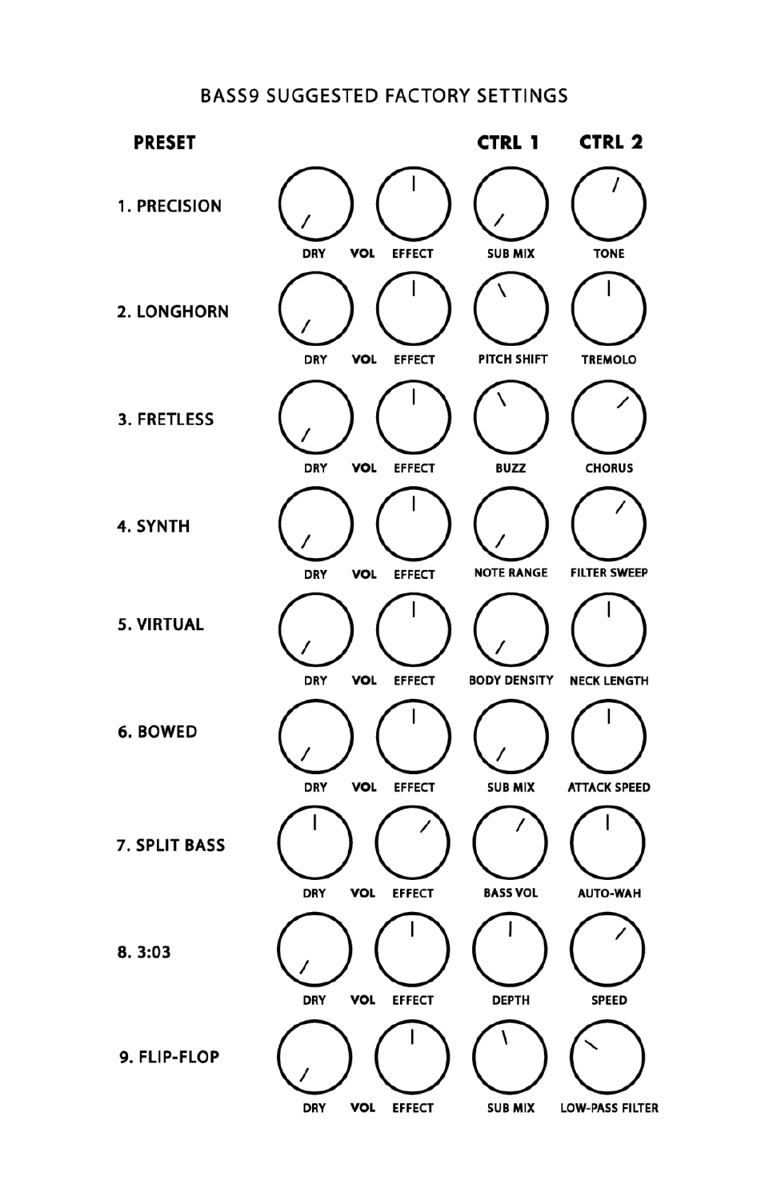# BASS9 SUGGESTED FACTORY SETTINGS

| PRESET | VOL | | CTRL 1 | CTRL 2 |
|---|---|---|---|---|
| | DRY | EFFECT | | |
| 1. PRECISION | DRY | EFFECT | SUB MIX | TONE |
| 2. LONGHORN | DRY | EFFECT | PITCH SHIFT | TREMOLO |
| 3. FRETLESS | DRY | EFFECT | BUZZ | CHORUS |
| 4. SYNTH | DRY | EFFECT | NOTE RANGE | FILTER SWEEP |
| 5. VIRTUAL | DRY | EFFECT | BODY DENSITY | NECK LENGTH |
| 6. BOWED | DRY | EFFECT | SUB MIX | ATTACK SPEED |
| 7. SPLIT BASS | DRY | EFFECT | BASS VOL | AUTO-WAH |
| 8. 3:03 | DRY | EFFECT | DEPTH | SPEED |
| 9. FLIP-FLOP | DRY | EFFECT | SUB MIX | LOW-PASS FILTER |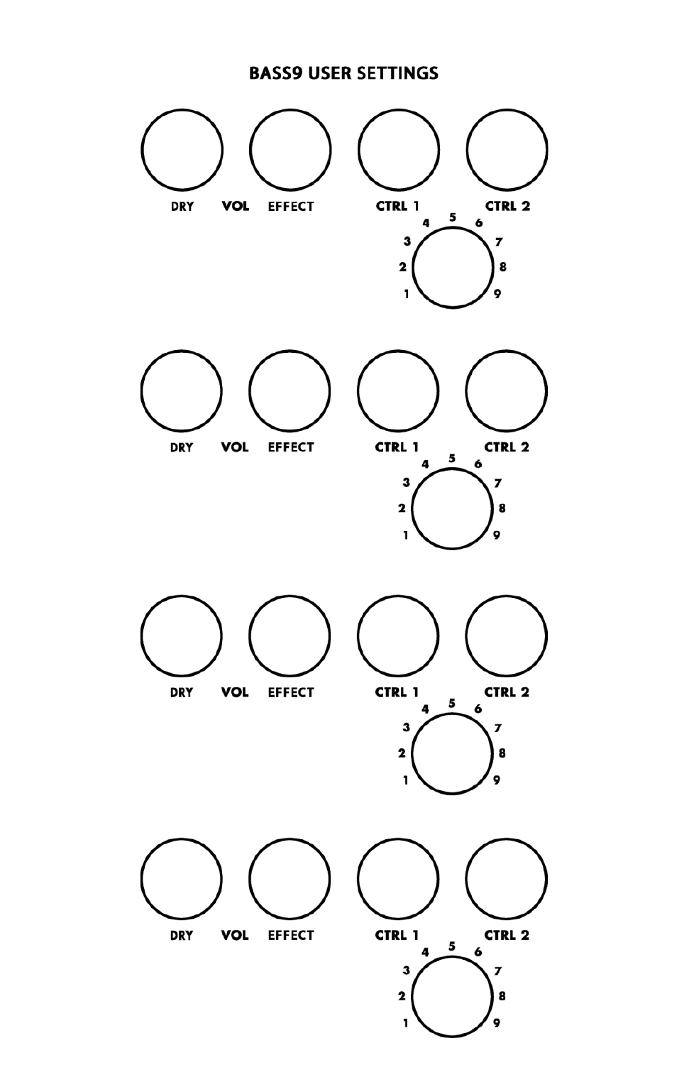# BASS9 USER SETTINGS

DRY VOL EFFECT

CTRL 1

CTRL 2

4 5 6

3 7

2 8

1 9

DRY VOL EFFECT

CTRL 1

CTRL 2

4 5 6

3 7

2 8

1 9

DRY VOL EFFECT

CTRL 1

CTRL 2

4 5 6

3 7

2 8

1 9

DRY VOL EFFECT

CTRL 1

CTRL 2

4 5 6

3 7

2 8

1 9